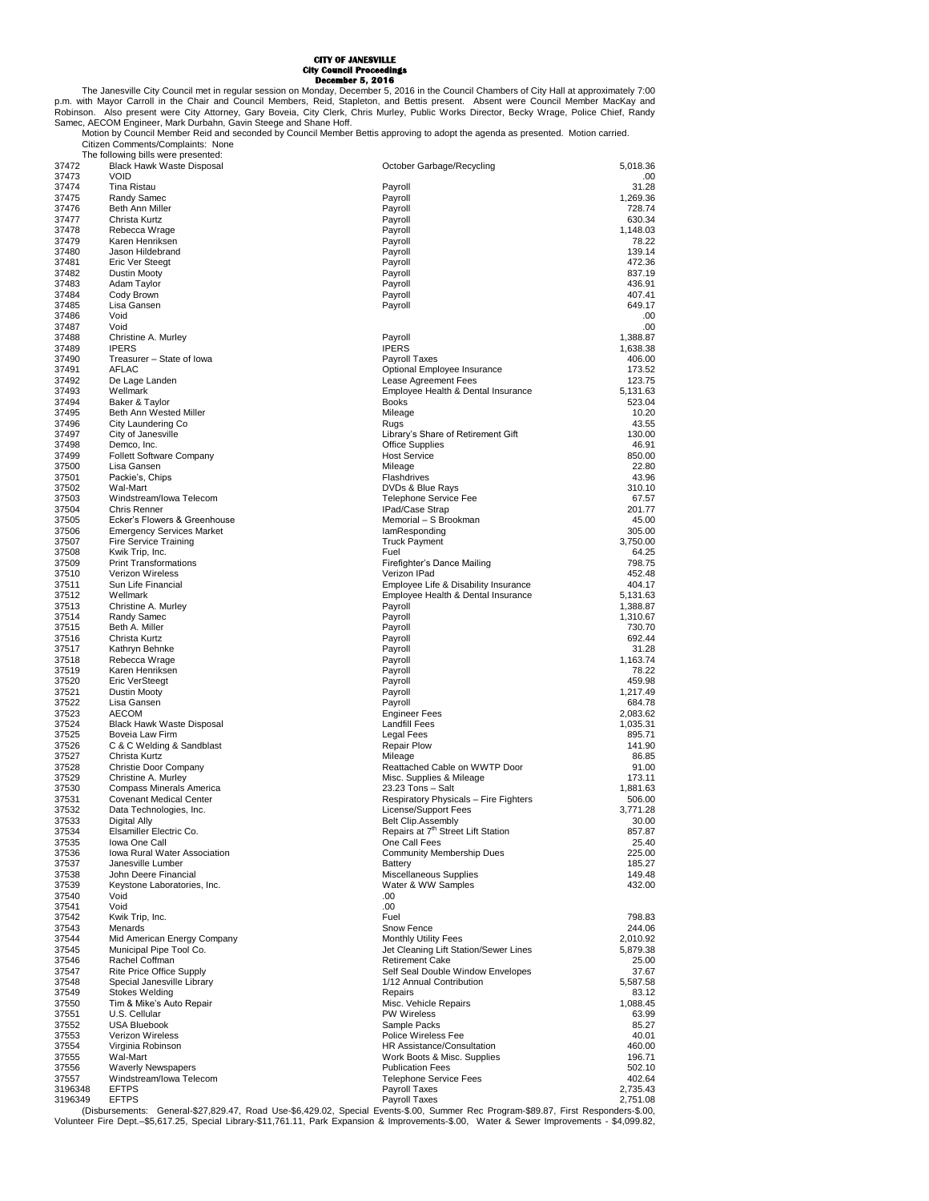# CITY OF JANESVILLE
## City Council Proceedings
### December 5, 2016

The Janesville City Council met in regular session on Monday, December 5, 2016 in the Council Chambers of City Hall at approximately 7:00 p.m. with Mayor Carroll in the Chair and Council Members, Reid, Stapleton, and Bettis present. Absent were Council Member MacKay and Robinson. Also present were City Attorney, Gary Boveia, City Clerk, Chris Murley, Public Works Director, Becky Wrage, Police Chief, Randy Samec, AECOM Engineer, Mark Durbahn, Gavin Steege and Shane Hoff.

Motion by Council Member Reid and seconded by Council Member Bettis approving to adopt the agenda as presented. Motion carried.

Citizen Comments/Complaints: None

The following bills were presented:

| | | | |
|---|---|---|---|
| 37472 | Black Hawk Waste Disposal | October Garbage/Recycling | 5,018.36 |
| 37473 | VOID | | .00 |
| 37474 | Tina Ristau | Payroll | 31.28 |
| 37475 | Randy Samec | Payroll | 1,269.36 |
| 37476 | Beth Ann Miller | Payroll | 728.74 |
| 37477 | Christa Kurtz | Payroll | 630.34 |
| 37478 | Rebecca Wrage | Payroll | 1,148.03 |
| 37479 | Karen Henriksen | Payroll | 78.22 |
| 37480 | Jason Hildebrand | Payroll | 139.14 |
| 37481 | Eric Ver Steegt | Payroll | 472.36 |
| 37482 | Dustin Mooty | Payroll | 837.19 |
| 37483 | Adam Taylor | Payroll | 436.91 |
| 37484 | Cody Brown | Payroll | 407.41 |
| 37485 | Lisa Gansen | Payroll | 649.17 |
| 37486 | Void | | .00 |
| 37487 | Void | | .00 |
| 37488 | Christine A. Murley | Payroll | 1,388.87 |
| 37489 | IPERS | IPERS | 1,638.38 |
| 37490 | Treasurer – State of Iowa | Payroll Taxes | 406.00 |
| 37491 | AFLAC | Optional Employee Insurance | 173.52 |
| 37492 | De Lage Landen | Lease Agreement Fees | 123.75 |
| 37493 | Wellmark | Employee Health & Dental Insurance | 5,131.63 |
| 37494 | Baker & Taylor | Books | 523.04 |
| 37495 | Beth Ann Wested Miller | Mileage | 10.20 |
| 37496 | City Laundering Co | Rugs | 43.55 |
| 37497 | City of Janesville | Library's Share of Retirement Gift | 130.00 |
| 37498 | Demco, Inc. | Office Supplies | 46.91 |
| 37499 | Follett Software Company | Host Service | 850.00 |
| 37500 | Lisa Gansen | Mileage | 22.80 |
| 37501 | Packie's, Chips | Flashdrives | 43.96 |
| 37502 | Wal-Mart | DVDs & Blue Rays | 310.10 |
| 37503 | Windstream/Iowa Telecom | Telephone Service Fee | 67.57 |
| 37504 | Chris Renner | IPad/Case Strap | 201.77 |
| 37505 | Ecker's Flowers & Greenhouse | Memorial – S Brookman | 45.00 |
| 37506 | Emergency Services Market | IamResponding | 305.00 |
| 37507 | Fire Service Training | Truck Payment | 3,750.00 |
| 37508 | Kwik Trip, Inc. | Fuel | 64.25 |
| 37509 | Print Transformations | Firefighter's Dance Mailing | 798.75 |
| 37510 | Verizon Wireless | Verizon IPad | 452.48 |
| 37511 | Sun Life Financial | Employee Life & Disability Insurance | 404.17 |
| 37512 | Wellmark | Employee Health & Dental Insurance | 5,131.63 |
| 37513 | Christine A. Murley | Payroll | 1,388.87 |
| 37514 | Randy Samec | Payroll | 1,310.67 |
| 37515 | Beth A. Miller | Payroll | 730.70 |
| 37516 | Christa Kurtz | Payroll | 692.44 |
| 37517 | Kathryn Behnke | Payroll | 31.28 |
| 37518 | Rebecca Wrage | Payroll | 1,163.74 |
| 37519 | Karen Henriksen | Payroll | 78.22 |
| 37520 | Eric VerSteegt | Payroll | 459.98 |
| 37521 | Dustin Mooty | Payroll | 1,217.49 |
| 37522 | Lisa Gansen | Payroll | 684.78 |
| 37523 | AECOM | Engineer Fees | 2,083.62 |
| 37524 | Black Hawk Waste Disposal | Landfill Fees | 1,035.31 |
| 37525 | Boveia Law Firm | Legal Fees | 895.71 |
| 37526 | C & C Welding & Sandblast | Repair Plow | 141.90 |
| 37527 | Christa Kurtz | Mileage | 86.85 |
| 37528 | Christie Door Company | Reattached Cable on WWTP Door | 91.00 |
| 37529 | Christine A. Murley | Misc. Supplies & Mileage | 173.11 |
| 37530 | Compass Minerals America | 23.23 Tons – Salt | 1,881.63 |
| 37531 | Covenant Medical Center | Respiratory Physicals – Fire Fighters | 506.00 |
| 37532 | Data Technologies, Inc. | License/Support Fees | 3,771.28 |
| 37533 | Digital Ally | Belt Clip.Assembly | 30.00 |
| 37534 | Elsamiller Electric Co. | Repairs at 7th Street Lift Station | 857.87 |
| 37535 | Iowa One Call | One Call Fees | 25.40 |
| 37536 | Iowa Rural Water Association | Community Membership Dues | 225.00 |
| 37537 | Janesville Lumber | Battery | 185.27 |
| 37538 | John Deere Financial | Miscellaneous Supplies | 149.48 |
| 37539 | Keystone Laboratories, Inc. | Water & WW Samples | 432.00 |
| 37540 | Void | .00 | |
| 37541 | Void | .00 | |
| 37542 | Kwik Trip, Inc. | Fuel | 798.83 |
| 37543 | Menards | Snow Fence | 244.06 |
| 37544 | Mid American Energy Company | Monthly Utility Fees | 2,010.92 |
| 37545 | Municipal Pipe Tool Co. | Jet Cleaning Lift Station/Sewer Lines | 5,879.38 |
| 37546 | Rachel Coffman | Retirement Cake | 25.00 |
| 37547 | Rite Price Office Supply | Self Seal Double Window Envelopes | 37.67 |
| 37548 | Special Janesville Library | 1/12 Annual Contribution | 5,587.58 |
| 37549 | Stokes Welding | Repairs | 83.12 |
| 37550 | Tim & Mike's Auto Repair | Misc. Vehicle Repairs | 1,088.45 |
| 37551 | U.S. Cellular | PW Wireless | 63.99 |
| 37552 | USA Bluebook | Sample Packs | 85.27 |
| 37553 | Verizon Wireless | Police Wireless Fee | 40.01 |
| 37554 | Virginia Robinson | HR Assistance/Consultation | 460.00 |
| 37555 | Wal-Mart | Work Boots & Misc. Supplies | 196.71 |
| 37556 | Waverly Newspapers | Publication Fees | 502.10 |
| 37557 | Windstream/Iowa Telecom | Telephone Service Fees | 402.64 |
| 3196348 | EFTPS | Payroll Taxes | 2,735.43 |
| 3196349 | EFTPS | Payroll Taxes | 2,751.08 |

(Disbursements: General-$27,829.47, Road Use-$6,429.02, Special Events-$.00, Summer Rec Program-$89.87, First Responders-$.00, Volunteer Fire Dept.–$5,617.25, Special Library-$11,761.11, Park Expansion & Improvements-$.00, Water & Sewer Improvements - $4,099.82,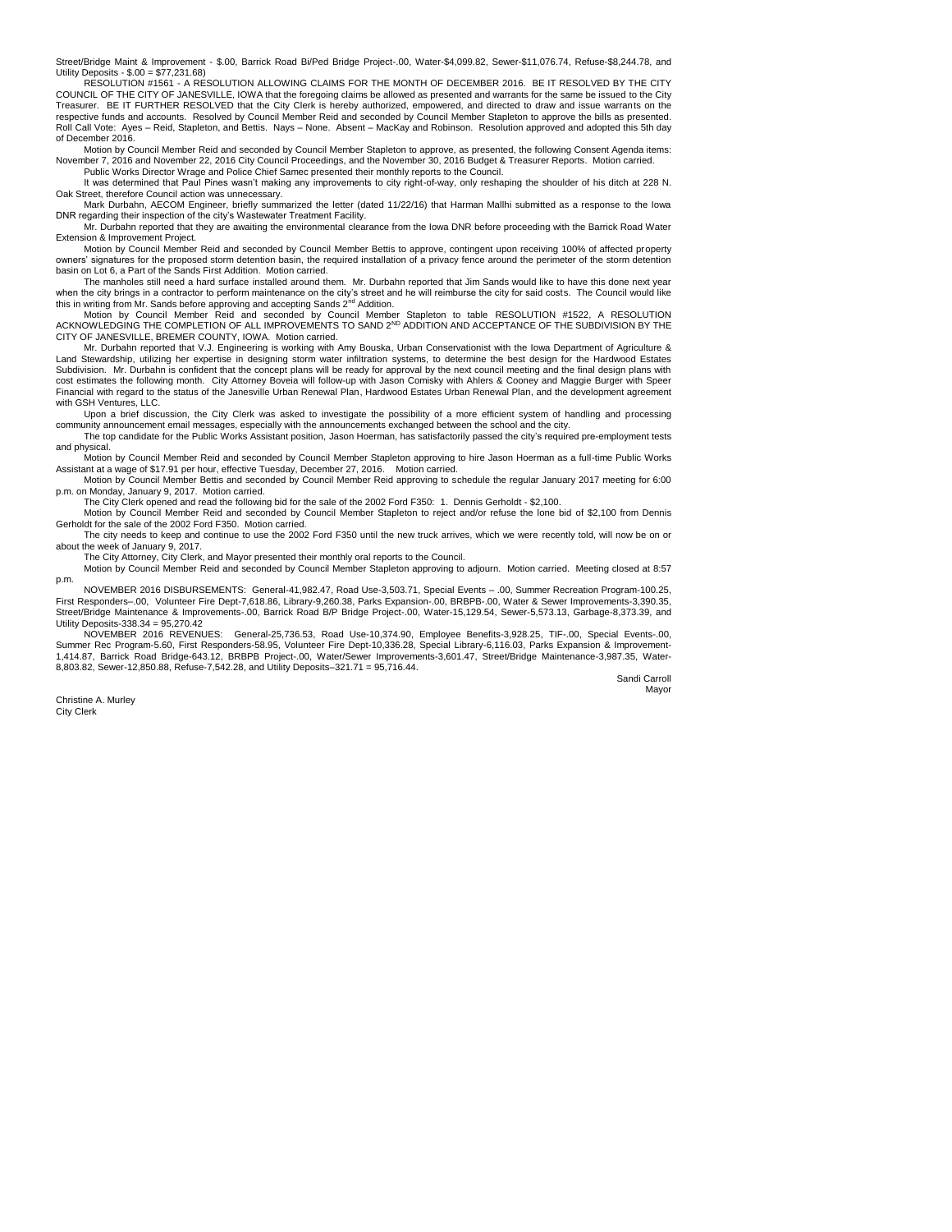Street/Bridge Maint & Improvement - $.00, Barrick Road Bi/Ped Bridge Project-.00, Water-$4,099.82, Sewer-$11,076.74, Refuse-$8,244.78, and Utility Deposits - $.00 = $77,231.68)

RESOLUTION #1561 - A RESOLUTION ALLOWING CLAIMS FOR THE MONTH OF DECEMBER 2016. BE IT RESOLVED BY THE CITY COUNCIL OF THE CITY OF JANESVILLE, IOWA that the foregoing claims be allowed as presented and warrants for the same be issued to the City Treasurer. BE IT FURTHER RESOLVED that the City Clerk is hereby authorized, empowered, and directed to draw and issue warrants on the respective funds and accounts. Resolved by Council Member Reid and seconded by Council Member Stapleton to approve the bills as presented. Roll Call Vote: Ayes – Reid, Stapleton, and Bettis. Nays – None. Absent – MacKay and Robinson. Resolution approved and adopted this 5th day of December 2016.

Motion by Council Member Reid and seconded by Council Member Stapleton to approve, as presented, the following Consent Agenda items: November 7, 2016 and November 22, 2016 City Council Proceedings, and the November 30, 2016 Budget & Treasurer Reports. Motion carried.

Public Works Director Wrage and Police Chief Samec presented their monthly reports to the Council.

It was determined that Paul Pines wasn't making any improvements to city right-of-way, only reshaping the shoulder of his ditch at 228 N. Oak Street, therefore Council action was unnecessary.

Mark Durbahn, AECOM Engineer, briefly summarized the letter (dated 11/22/16) that Harman Mallhi submitted as a response to the Iowa DNR regarding their inspection of the city's Wastewater Treatment Facility.

Mr. Durbahn reported that they are awaiting the environmental clearance from the Iowa DNR before proceeding with the Barrick Road Water Extension & Improvement Project.

Motion by Council Member Reid and seconded by Council Member Bettis to approve, contingent upon receiving 100% of affected property owners' signatures for the proposed storm detention basin, the required installation of a privacy fence around the perimeter of the storm detention basin on Lot 6, a Part of the Sands First Addition. Motion carried.

The manholes still need a hard surface installed around them. Mr. Durbahn reported that Jim Sands would like to have this done next year when the city brings in a contractor to perform maintenance on the city's street and he will reimburse the city for said costs. The Council would like this in writing from Mr. Sands before approving and accepting Sands 2nd Addition.

Motion by Council Member Reid and seconded by Council Member Stapleton to table RESOLUTION #1522, A RESOLUTION ACKNOWLEDGING THE COMPLETION OF ALL IMPROVEMENTS TO SAND 2ND ADDITION AND ACCEPTANCE OF THE SUBDIVISION BY THE CITY OF JANESVILLE, BREMER COUNTY, IOWA. Motion carried.

Mr. Durbahn reported that V.J. Engineering is working with Amy Bouska, Urban Conservationist with the Iowa Department of Agriculture & Land Stewardship, utilizing her expertise in designing storm water infiltration systems, to determine the best design for the Hardwood Estates Subdivision. Mr. Durbahn is confident that the concept plans will be ready for approval by the next council meeting and the final design plans with cost estimates the following month. City Attorney Boveia will follow-up with Jason Comisky with Ahlers & Cooney and Maggie Burger with Speer Financial with regard to the status of the Janesville Urban Renewal Plan, Hardwood Estates Urban Renewal Plan, and the development agreement with GSH Ventures, LLC.

Upon a brief discussion, the City Clerk was asked to investigate the possibility of a more efficient system of handling and processing community announcement email messages, especially with the announcements exchanged between the school and the city.

The top candidate for the Public Works Assistant position, Jason Hoerman, has satisfactorily passed the city's required pre-employment tests and physical.

Motion by Council Member Reid and seconded by Council Member Stapleton approving to hire Jason Hoerman as a full-time Public Works Assistant at a wage of $17.91 per hour, effective Tuesday, December 27, 2016. Motion carried.

Motion by Council Member Bettis and seconded by Council Member Reid approving to schedule the regular January 2017 meeting for 6:00 p.m. on Monday, January 9, 2017. Motion carried.

The City Clerk opened and read the following bid for the sale of the 2002 Ford F350: 1. Dennis Gerholdt - $2,100.

Motion by Council Member Reid and seconded by Council Member Stapleton to reject and/or refuse the lone bid of $2,100 from Dennis Gerholdt for the sale of the 2002 Ford F350. Motion carried.

The city needs to keep and continue to use the 2002 Ford F350 until the new truck arrives, which we were recently told, will now be on or about the week of January 9, 2017.

The City Attorney, City Clerk, and Mayor presented their monthly oral reports to the Council.

Motion by Council Member Reid and seconded by Council Member Stapleton approving to adjourn. Motion carried. Meeting closed at 8:57 p.m.

NOVEMBER 2016 DISBURSEMENTS: General-41,982.47, Road Use-3,503.71, Special Events – .00, Summer Recreation Program-100.25, First Responders–.00, Volunteer Fire Dept-7,618.86, Library-9,260.38, Parks Expansion-.00, BRBPB-.00, Water & Sewer Improvements-3,390.35, Street/Bridge Maintenance & Improvements-.00, Barrick Road B/P Bridge Project-.00, Water-15,129.54, Sewer-5,573.13, Garbage-8,373.39, and Utility Deposits-338.34 = 95,270.42

NOVEMBER 2016 REVENUES: General-25,736.53, Road Use-10,374.90, Employee Benefits-3,928.25, TIF-.00, Special Events-.00, Summer Rec Program-5.60, First Responders-58.95, Volunteer Fire Dept-10,336.28, Special Library-6,116.03, Parks Expansion & Improvement-1,414.87, Barrick Road Bridge-643.12, BRBPB Project-.00, Water/Sewer Improvements-3,601.47, Street/Bridge Maintenance-3,987.35, Water-8,803.82, Sewer-12,850.88, Refuse-7,542.28, and Utility Deposits–321.71 = 95,716.44.

Sandi Carroll
Mayor

Christine A. Murley
City Clerk